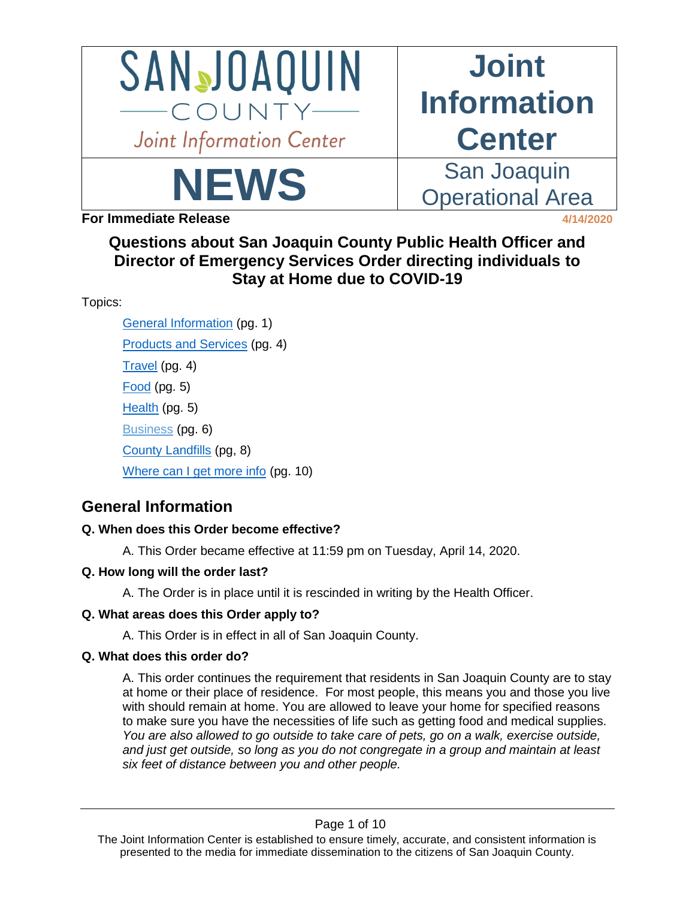| SAN JOAQUIN COUNTY Joint Information Center | Joint Information Center |
| --- | --- |
| **NEWS** | San Joaquin Operational Area |

**For Immediate Release** 4/14/2020

# Questions about San Joaquin County Public Health Officer and Director of Emergency Services Order directing individuals to Stay at Home due to COVID-19

Topics:

- General Information (pg. 1)
- Products and Services (pg. 4)
- Travel (pg. 4)
- Food (pg. 5)
- Health (pg. 5)
- Business (pg. 6)
- County Landfills (pg, 8)
- Where can I get more info (pg. 10)

## General Information

**Q. When does this Order become effective?**

A. This Order became effective at 11:59 pm on Tuesday, April 14, 2020.

**Q. How long will the order last?**

A. The Order is in place until it is rescinded in writing by the Health Officer.

**Q. What areas does this Order apply to?**

A. This Order is in effect in all of San Joaquin County.

**Q. What does this order do?**

A. This order continues the requirement that residents in San Joaquin County are to stay at home or their place of residence. For most people, this means you and those you live with should remain at home. You are allowed to leave your home for specified reasons to make sure you have the necessities of life such as getting food and medical supplies. *You are also allowed to go outside to take care of pets, go on a walk, exercise outside, and just get outside, so long as you do not congregate in a group and maintain at least six feet of distance between you and other people.*

The Joint Information Center is established to ensure timely, accurate, and consistent information is presented to the media for immediate dissemination to the citizens of San Joaquin County.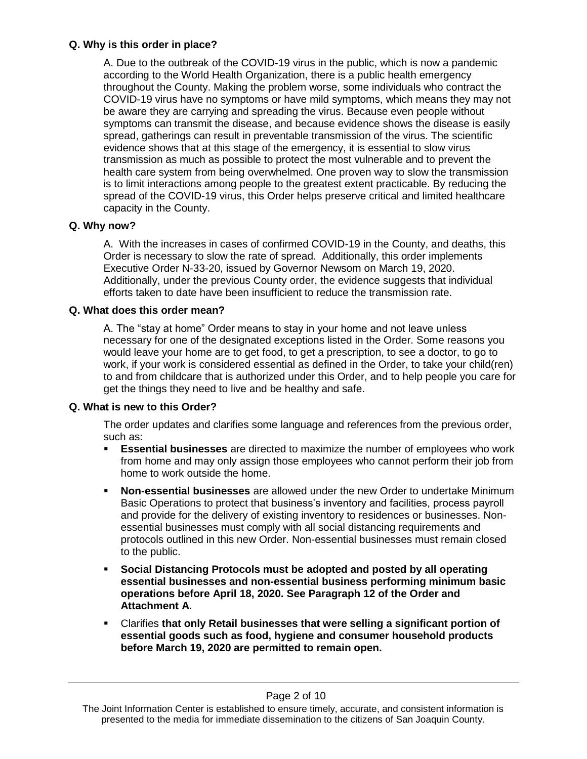**Q. Why is this order in place?**

A. Due to the outbreak of the COVID-19 virus in the public, which is now a pandemic according to the World Health Organization, there is a public health emergency throughout the County. Making the problem worse, some individuals who contract the COVID-19 virus have no symptoms or have mild symptoms, which means they may not be aware they are carrying and spreading the virus. Because even people without symptoms can transmit the disease, and because evidence shows the disease is easily spread, gatherings can result in preventable transmission of the virus. The scientific evidence shows that at this stage of the emergency, it is essential to slow virus transmission as much as possible to protect the most vulnerable and to prevent the health care system from being overwhelmed. One proven way to slow the transmission is to limit interactions among people to the greatest extent practicable. By reducing the spread of the COVID-19 virus, this Order helps preserve critical and limited healthcare capacity in the County.

**Q. Why now?**

A. With the increases in cases of confirmed COVID-19 in the County, and deaths, this Order is necessary to slow the rate of spread. Additionally, this order implements Executive Order N-33-20, issued by Governor Newsom on March 19, 2020. Additionally, under the previous County order, the evidence suggests that individual efforts taken to date have been insufficient to reduce the transmission rate.

**Q. What does this order mean?**

A. The "stay at home" Order means to stay in your home and not leave unless necessary for one of the designated exceptions listed in the Order. Some reasons you would leave your home are to get food, to get a prescription, to see a doctor, to go to work, if your work is considered essential as defined in the Order, to take your child(ren) to and from childcare that is authorized under this Order, and to help people you care for get the things they need to live and be healthy and safe.

**Q. What is new to this Order?**

The order updates and clarifies some language and references from the previous order, such as:

- **Essential businesses** are directed to maximize the number of employees who work from home and may only assign those employees who cannot perform their job from home to work outside the home.
- **Non-essential businesses** are allowed under the new Order to undertake Minimum Basic Operations to protect that business's inventory and facilities, process payroll and provide for the delivery of existing inventory to residences or businesses. Non-essential businesses must comply with all social distancing requirements and protocols outlined in this new Order. Non-essential businesses must remain closed to the public.
- **Social Distancing Protocols must be adopted and posted by all operating essential businesses and non-essential business performing minimum basic operations before April 18, 2020. See Paragraph 12 of the Order and Attachment A.**
- Clarifies **that only Retail businesses that were selling a significant portion of essential goods such as food, hygiene and consumer household products before March 19, 2020 are permitted to remain open.**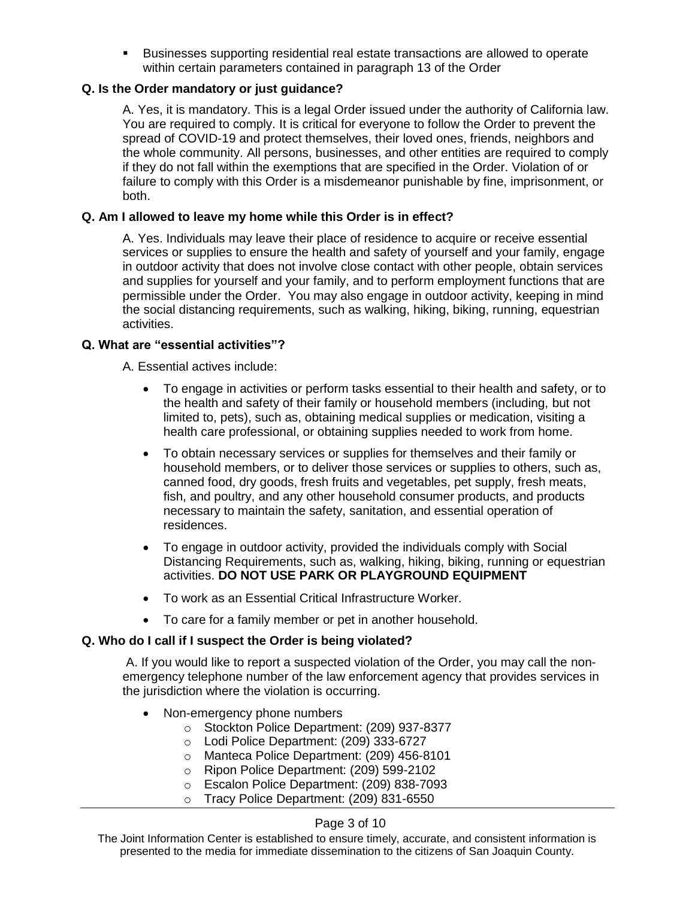- Businesses supporting residential real estate transactions are allowed to operate within certain parameters contained in paragraph 13 of the Order

**Q. Is the Order mandatory or just guidance?**

A. Yes, it is mandatory. This is a legal Order issued under the authority of California law. You are required to comply. It is critical for everyone to follow the Order to prevent the spread of COVID-19 and protect themselves, their loved ones, friends, neighbors and the whole community. All persons, businesses, and other entities are required to comply if they do not fall within the exemptions that are specified in the Order. Violation of or failure to comply with this Order is a misdemeanor punishable by fine, imprisonment, or both.

**Q. Am I allowed to leave my home while this Order is in effect?**

A. Yes. Individuals may leave their place of residence to acquire or receive essential services or supplies to ensure the health and safety of yourself and your family, engage in outdoor activity that does not involve close contact with other people, obtain services and supplies for yourself and your family, and to perform employment functions that are permissible under the Order. You may also engage in outdoor activity, keeping in mind the social distancing requirements, such as walking, hiking, biking, running, equestrian activities.

**Q. What are "essential activities"?**

A. Essential actives include:

- To engage in activities or perform tasks essential to their health and safety, or to the health and safety of their family or household members (including, but not limited to, pets), such as, obtaining medical supplies or medication, visiting a health care professional, or obtaining supplies needed to work from home.
- To obtain necessary services or supplies for themselves and their family or household members, or to deliver those services or supplies to others, such as, canned food, dry goods, fresh fruits and vegetables, pet supply, fresh meats, fish, and poultry, and any other household consumer products, and products necessary to maintain the safety, sanitation, and essential operation of residences.
- To engage in outdoor activity, provided the individuals comply with Social Distancing Requirements, such as, walking, hiking, biking, running or equestrian activities. **DO NOT USE PARK OR PLAYGROUND EQUIPMENT**
- To work as an Essential Critical Infrastructure Worker.
- To care for a family member or pet in another household.

**Q. Who do I call if I suspect the Order is being violated?**

A. If you would like to report a suspected violation of the Order, you may call the non-emergency telephone number of the law enforcement agency that provides services in the jurisdiction where the violation is occurring.

- Non-emergency phone numbers
  - Stockton Police Department: (209) 937-8377
  - Lodi Police Department: (209) 333-6727
  - Manteca Police Department: (209) 456-8101
  - Ripon Police Department: (209) 599-2102
  - Escalon Police Department: (209) 838-7093
  - Tracy Police Department: (209) 831-6550

The Joint Information Center is established to ensure timely, accurate, and consistent information is presented to the media for immediate dissemination to the citizens of San Joaquin County.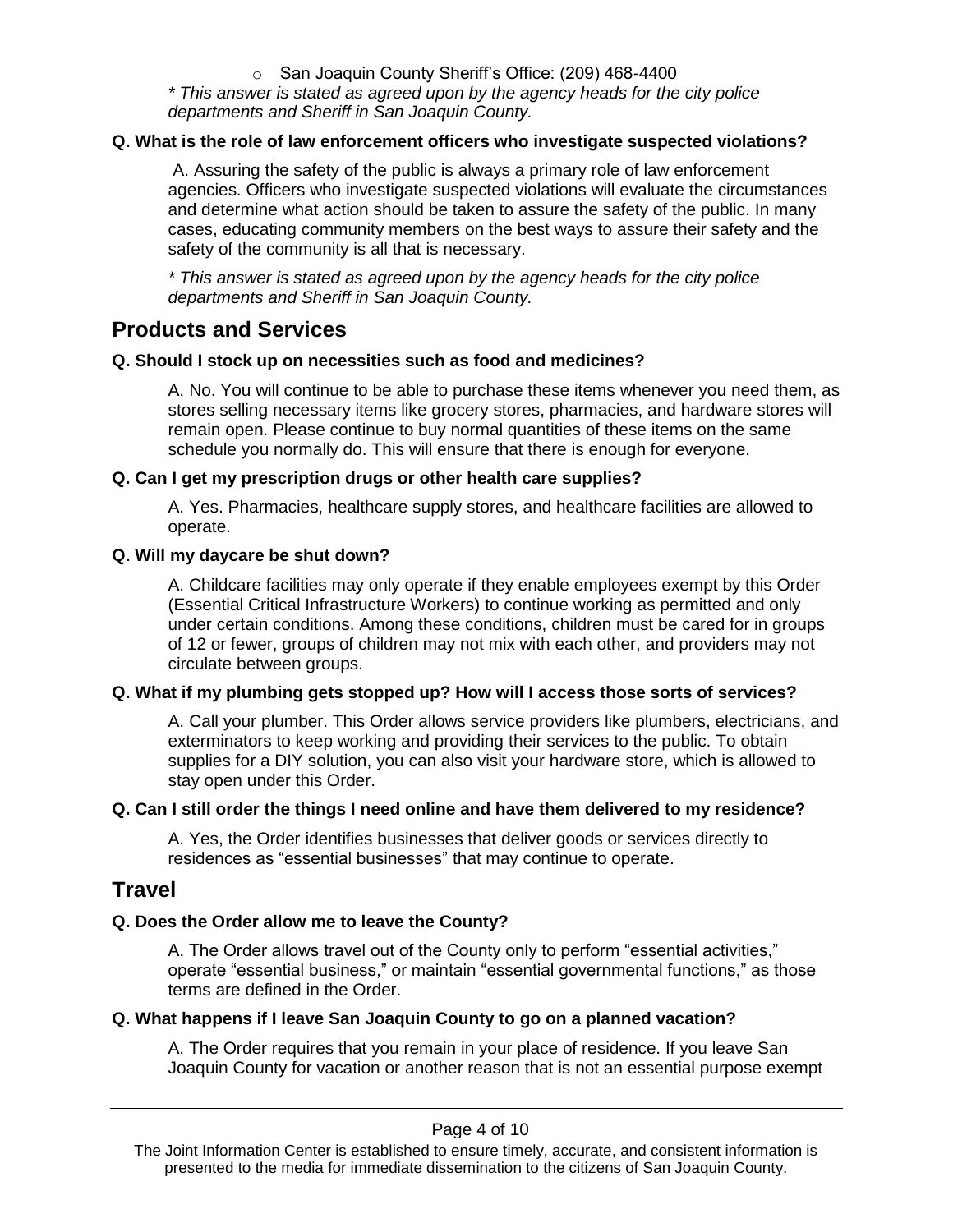- San Joaquin County Sheriff's Office: (209) 468-4400

*\* This answer is stated as agreed upon by the agency heads for the city police departments and Sheriff in San Joaquin County.*

**Q. What is the role of law enforcement officers who investigate suspected violations?**

A. Assuring the safety of the public is always a primary role of law enforcement agencies. Officers who investigate suspected violations will evaluate the circumstances and determine what action should be taken to assure the safety of the public. In many cases, educating community members on the best ways to assure their safety and the safety of the community is all that is necessary.

*\* This answer is stated as agreed upon by the agency heads for the city police departments and Sheriff in San Joaquin County.*

## Products and Services

**Q. Should I stock up on necessities such as food and medicines?**

A. No. You will continue to be able to purchase these items whenever you need them, as stores selling necessary items like grocery stores, pharmacies, and hardware stores will remain open. Please continue to buy normal quantities of these items on the same schedule you normally do. This will ensure that there is enough for everyone.

**Q. Can I get my prescription drugs or other health care supplies?**

A. Yes. Pharmacies, healthcare supply stores, and healthcare facilities are allowed to operate.

**Q. Will my daycare be shut down?**

A. Childcare facilities may only operate if they enable employees exempt by this Order (Essential Critical Infrastructure Workers) to continue working as permitted and only under certain conditions. Among these conditions, children must be cared for in groups of 12 or fewer, groups of children may not mix with each other, and providers may not circulate between groups.

**Q. What if my plumbing gets stopped up? How will I access those sorts of services?**

A. Call your plumber. This Order allows service providers like plumbers, electricians, and exterminators to keep working and providing their services to the public. To obtain supplies for a DIY solution, you can also visit your hardware store, which is allowed to stay open under this Order.

**Q. Can I still order the things I need online and have them delivered to my residence?**

A. Yes, the Order identifies businesses that deliver goods or services directly to residences as "essential businesses" that may continue to operate.

## Travel

**Q. Does the Order allow me to leave the County?**

A. The Order allows travel out of the County only to perform "essential activities," operate "essential business," or maintain "essential governmental functions," as those terms are defined in the Order.

**Q. What happens if I leave San Joaquin County to go on a planned vacation?**

A. The Order requires that you remain in your place of residence. If you leave San Joaquin County for vacation or another reason that is not an essential purpose exempt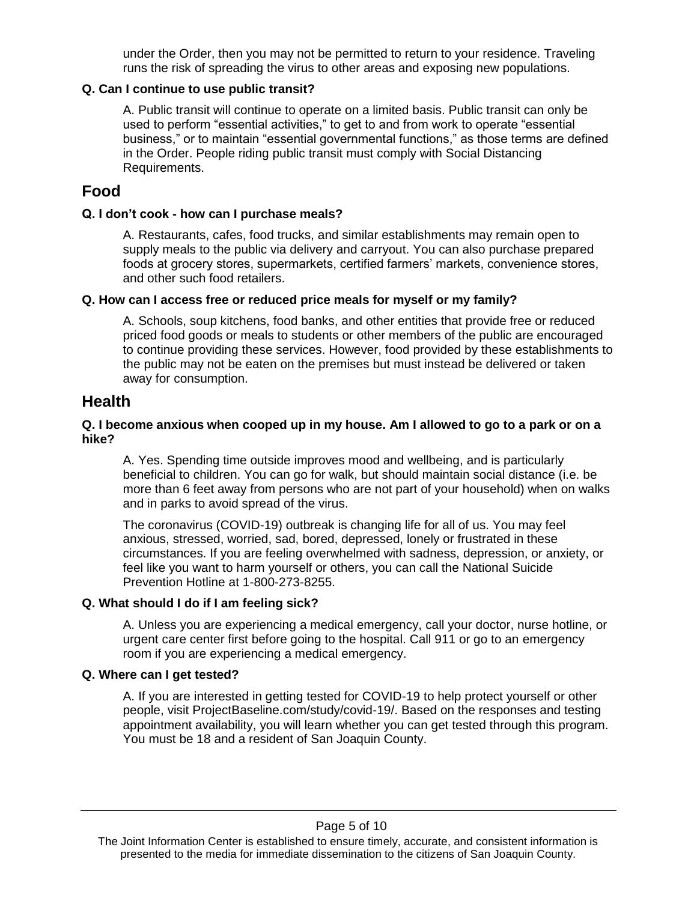under the Order, then you may not be permitted to return to your residence. Traveling runs the risk of spreading the virus to other areas and exposing new populations.

**Q. Can I continue to use public transit?**

A. Public transit will continue to operate on a limited basis. Public transit can only be used to perform "essential activities," to get to and from work to operate "essential business," or to maintain "essential governmental functions," as those terms are defined in the Order. People riding public transit must comply with Social Distancing Requirements.

## Food

**Q. I don't cook - how can I purchase meals?**

A. Restaurants, cafes, food trucks, and similar establishments may remain open to supply meals to the public via delivery and carryout. You can also purchase prepared foods at grocery stores, supermarkets, certified farmers' markets, convenience stores, and other such food retailers.

**Q. How can I access free or reduced price meals for myself or my family?**

A. Schools, soup kitchens, food banks, and other entities that provide free or reduced priced food goods or meals to students or other members of the public are encouraged to continue providing these services. However, food provided by these establishments to the public may not be eaten on the premises but must instead be delivered or taken away for consumption.

## Health

**Q. I become anxious when cooped up in my house. Am I allowed to go to a park or on a hike?**

A. Yes. Spending time outside improves mood and wellbeing, and is particularly beneficial to children. You can go for walk, but should maintain social distance (i.e. be more than 6 feet away from persons who are not part of your household) when on walks and in parks to avoid spread of the virus.

The coronavirus (COVID-19) outbreak is changing life for all of us. You may feel anxious, stressed, worried, sad, bored, depressed, lonely or frustrated in these circumstances. If you are feeling overwhelmed with sadness, depression, or anxiety, or feel like you want to harm yourself or others, you can call the National Suicide Prevention Hotline at 1-800-273-8255.

**Q. What should I do if I am feeling sick?**

A. Unless you are experiencing a medical emergency, call your doctor, nurse hotline, or urgent care center first before going to the hospital. Call 911 or go to an emergency room if you are experiencing a medical emergency.

**Q. Where can I get tested?**

A. If you are interested in getting tested for COVID-19 to help protect yourself or other people, visit ProjectBaseline.com/study/covid-19/. Based on the responses and testing appointment availability, you will learn whether you can get tested through this program. You must be 18 and a resident of San Joaquin County.

The Joint Information Center is established to ensure timely, accurate, and consistent information is presented to the media for immediate dissemination to the citizens of San Joaquin County.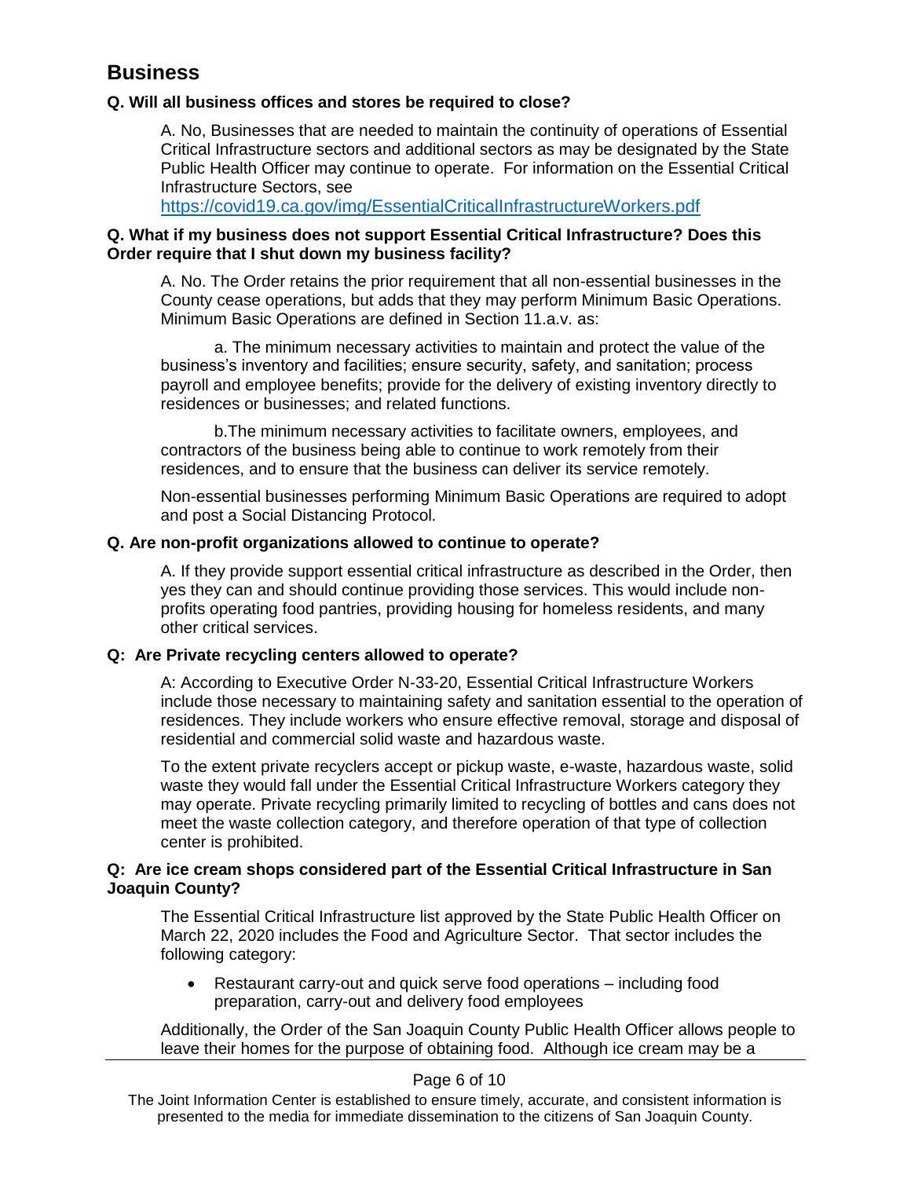## Business

**Q. Will all business offices and stores be required to close?**

A. No, Businesses that are needed to maintain the continuity of operations of Essential Critical Infrastructure sectors and additional sectors as may be designated by the State Public Health Officer may continue to operate. For information on the Essential Critical Infrastructure Sectors, see [https://covid19.ca.gov/img/EssentialCriticalInfrastructureWorkers.pdf](https://covid19.ca.gov/img/EssentialCriticalInfrastructureWorkers.pdf)

**Q. What if my business does not support Essential Critical Infrastructure? Does this Order require that I shut down my business facility?**

A. No. The Order retains the prior requirement that all non-essential businesses in the County cease operations, but adds that they may perform Minimum Basic Operations. Minimum Basic Operations are defined in Section 11.a.v. as:

a. The minimum necessary activities to maintain and protect the value of the business's inventory and facilities; ensure security, safety, and sanitation; process payroll and employee benefits; provide for the delivery of existing inventory directly to residences or businesses; and related functions.

b.The minimum necessary activities to facilitate owners, employees, and contractors of the business being able to continue to work remotely from their residences, and to ensure that the business can deliver its service remotely.

Non-essential businesses performing Minimum Basic Operations are required to adopt and post a Social Distancing Protocol.

**Q. Are non-profit organizations allowed to continue to operate?**

A. If they provide support essential critical infrastructure as described in the Order, then yes they can and should continue providing those services. This would include non-profits operating food pantries, providing housing for homeless residents, and many other critical services.

**Q: Are Private recycling centers allowed to operate?**

A: According to Executive Order N-33-20, Essential Critical Infrastructure Workers include those necessary to maintaining safety and sanitation essential to the operation of residences. They include workers who ensure effective removal, storage and disposal of residential and commercial solid waste and hazardous waste.

To the extent private recyclers accept or pickup waste, e-waste, hazardous waste, solid waste they would fall under the Essential Critical Infrastructure Workers category they may operate. Private recycling primarily limited to recycling of bottles and cans does not meet the waste collection category, and therefore operation of that type of collection center is prohibited.

**Q: Are ice cream shops considered part of the Essential Critical Infrastructure in San Joaquin County?**

The Essential Critical Infrastructure list approved by the State Public Health Officer on March 22, 2020 includes the Food and Agriculture Sector. That sector includes the following category:

- Restaurant carry-out and quick serve food operations – including food preparation, carry-out and delivery food employees

Additionally, the Order of the San Joaquin County Public Health Officer allows people to leave their homes for the purpose of obtaining food. Although ice cream may be a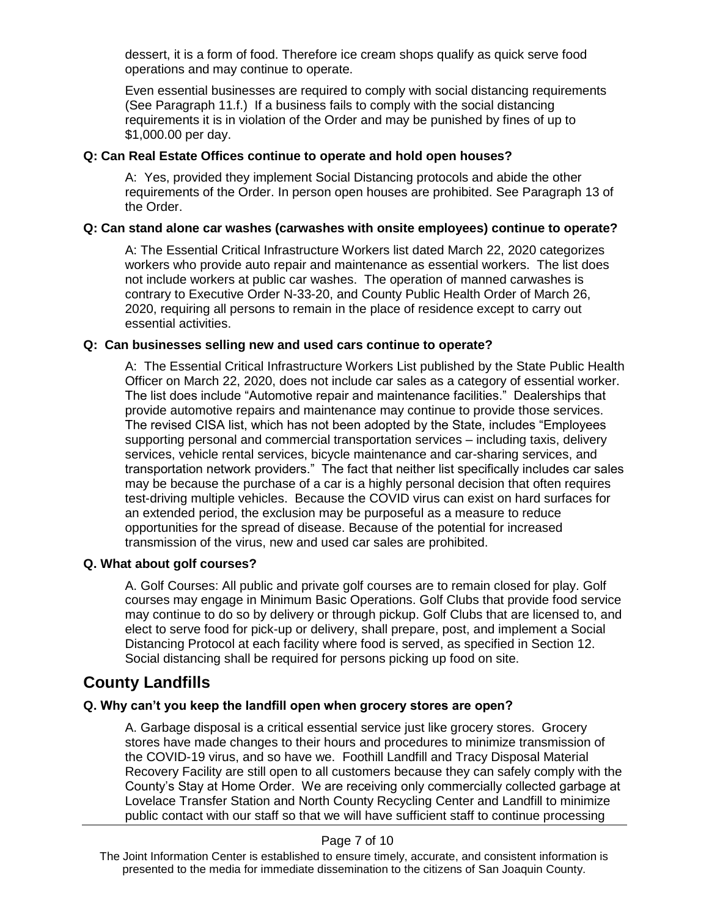dessert, it is a form of food. Therefore ice cream shops qualify as quick serve food operations and may continue to operate.

Even essential businesses are required to comply with social distancing requirements (See Paragraph 11.f.) If a business fails to comply with the social distancing requirements it is in violation of the Order and may be punished by fines of up to $1,000.00 per day.

**Q: Can Real Estate Offices continue to operate and hold open houses?**

A: Yes, provided they implement Social Distancing protocols and abide the other requirements of the Order. In person open houses are prohibited. See Paragraph 13 of the Order.

**Q: Can stand alone car washes (carwashes with onsite employees) continue to operate?**

A: The Essential Critical Infrastructure Workers list dated March 22, 2020 categorizes workers who provide auto repair and maintenance as essential workers. The list does not include workers at public car washes. The operation of manned carwashes is contrary to Executive Order N-33-20, and County Public Health Order of March 26, 2020, requiring all persons to remain in the place of residence except to carry out essential activities.

**Q: Can businesses selling new and used cars continue to operate?**

A: The Essential Critical Infrastructure Workers List published by the State Public Health Officer on March 22, 2020, does not include car sales as a category of essential worker. The list does include "Automotive repair and maintenance facilities." Dealerships that provide automotive repairs and maintenance may continue to provide those services. The revised CISA list, which has not been adopted by the State, includes "Employees supporting personal and commercial transportation services – including taxis, delivery services, vehicle rental services, bicycle maintenance and car-sharing services, and transportation network providers." The fact that neither list specifically includes car sales may be because the purchase of a car is a highly personal decision that often requires test-driving multiple vehicles. Because the COVID virus can exist on hard surfaces for an extended period, the exclusion may be purposeful as a measure to reduce opportunities for the spread of disease. Because of the potential for increased transmission of the virus, new and used car sales are prohibited.

**Q. What about golf courses?**

A. Golf Courses: All public and private golf courses are to remain closed for play. Golf courses may engage in Minimum Basic Operations. Golf Clubs that provide food service may continue to do so by delivery or through pickup. Golf Clubs that are licensed to, and elect to serve food for pick-up or delivery, shall prepare, post, and implement a Social Distancing Protocol at each facility where food is served, as specified in Section 12. Social distancing shall be required for persons picking up food on site.

## County Landfills

**Q. Why can't you keep the landfill open when grocery stores are open?**

A. Garbage disposal is a critical essential service just like grocery stores. Grocery stores have made changes to their hours and procedures to minimize transmission of the COVID-19 virus, and so have we. Foothill Landfill and Tracy Disposal Material Recovery Facility are still open to all customers because they can safely comply with the County's Stay at Home Order. We are receiving only commercially collected garbage at Lovelace Transfer Station and North County Recycling Center and Landfill to minimize public contact with our staff so that we will have sufficient staff to continue processing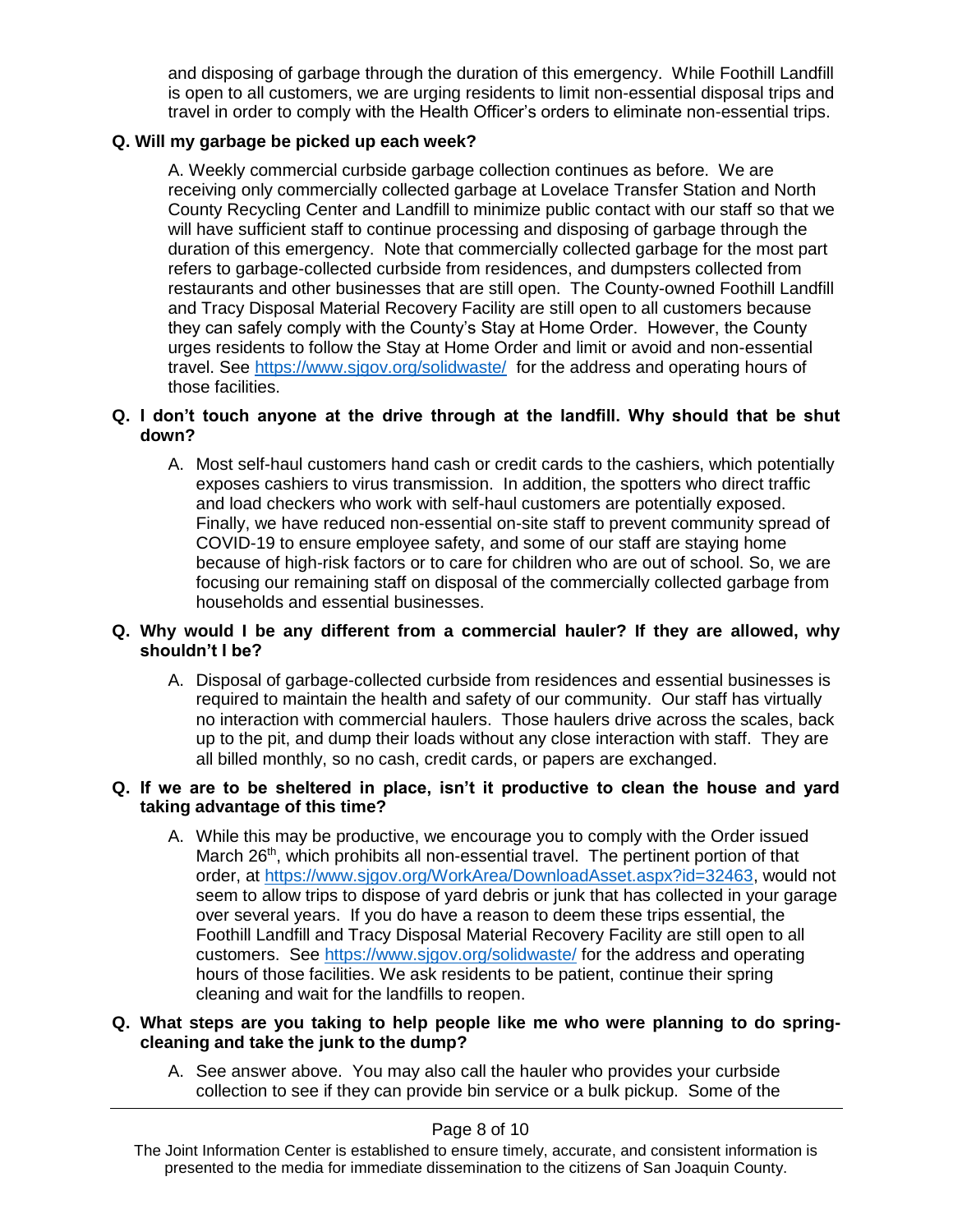and disposing of garbage through the duration of this emergency. While Foothill Landfill is open to all customers, we are urging residents to limit non-essential disposal trips and travel in order to comply with the Health Officer's orders to eliminate non-essential trips.

**Q. Will my garbage be picked up each week?**

A. Weekly commercial curbside garbage collection continues as before. We are receiving only commercially collected garbage at Lovelace Transfer Station and North County Recycling Center and Landfill to minimize public contact with our staff so that we will have sufficient staff to continue processing and disposing of garbage through the duration of this emergency. Note that commercially collected garbage for the most part refers to garbage-collected curbside from residences, and dumpsters collected from restaurants and other businesses that are still open. The County-owned Foothill Landfill and Tracy Disposal Material Recovery Facility are still open to all customers because they can safely comply with the County's Stay at Home Order. However, the County urges residents to follow the Stay at Home Order and limit or avoid and non-essential travel. See https://www.sjgov.org/solidwaste/ for the address and operating hours of those facilities.

**Q. I don't touch anyone at the drive through at the landfill. Why should that be shut down?**

A. Most self-haul customers hand cash or credit cards to the cashiers, which potentially exposes cashiers to virus transmission. In addition, the spotters who direct traffic and load checkers who work with self-haul customers are potentially exposed. Finally, we have reduced non-essential on-site staff to prevent community spread of COVID-19 to ensure employee safety, and some of our staff are staying home because of high-risk factors or to care for children who are out of school. So, we are focusing our remaining staff on disposal of the commercially collected garbage from households and essential businesses.

**Q. Why would I be any different from a commercial hauler? If they are allowed, why shouldn't I be?**

A. Disposal of garbage-collected curbside from residences and essential businesses is required to maintain the health and safety of our community. Our staff has virtually no interaction with commercial haulers. Those haulers drive across the scales, back up to the pit, and dump their loads without any close interaction with staff. They are all billed monthly, so no cash, credit cards, or papers are exchanged.

**Q. If we are to be sheltered in place, isn't it productive to clean the house and yard taking advantage of this time?**

A. While this may be productive, we encourage you to comply with the Order issued March 26th, which prohibits all non-essential travel. The pertinent portion of that order, at https://www.sjgov.org/WorkArea/DownloadAsset.aspx?id=32463, would not seem to allow trips to dispose of yard debris or junk that has collected in your garage over several years. If you do have a reason to deem these trips essential, the Foothill Landfill and Tracy Disposal Material Recovery Facility are still open to all customers. See https://www.sjgov.org/solidwaste/ for the address and operating hours of those facilities. We ask residents to be patient, continue their spring cleaning and wait for the landfills to reopen.

**Q. What steps are you taking to help people like me who were planning to do spring-cleaning and take the junk to the dump?**

A. See answer above. You may also call the hauler who provides your curbside collection to see if they can provide bin service or a bulk pickup. Some of the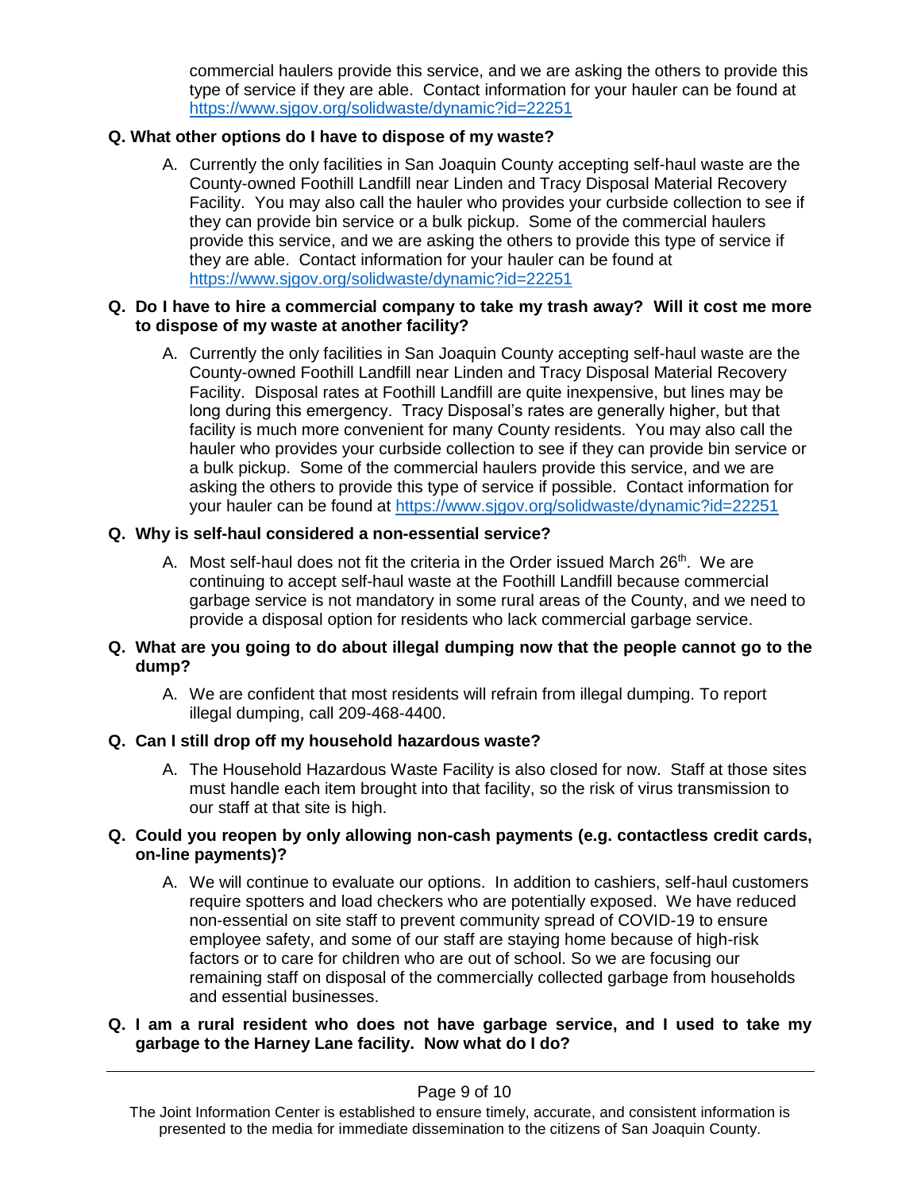commercial haulers provide this service, and we are asking the others to provide this type of service if they are able. Contact information for your hauler can be found at https://www.sjgov.org/solidwaste/dynamic?id=22251

**Q. What other options do I have to dispose of my waste?**

A. Currently the only facilities in San Joaquin County accepting self-haul waste are the County-owned Foothill Landfill near Linden and Tracy Disposal Material Recovery Facility. You may also call the hauler who provides your curbside collection to see if they can provide bin service or a bulk pickup. Some of the commercial haulers provide this service, and we are asking the others to provide this type of service if they are able. Contact information for your hauler can be found at https://www.sjgov.org/solidwaste/dynamic?id=22251

**Q. Do I have to hire a commercial company to take my trash away? Will it cost me more to dispose of my waste at another facility?**

A. Currently the only facilities in San Joaquin County accepting self-haul waste are the County-owned Foothill Landfill near Linden and Tracy Disposal Material Recovery Facility. Disposal rates at Foothill Landfill are quite inexpensive, but lines may be long during this emergency. Tracy Disposal's rates are generally higher, but that facility is much more convenient for many County residents. You may also call the hauler who provides your curbside collection to see if they can provide bin service or a bulk pickup. Some of the commercial haulers provide this service, and we are asking the others to provide this type of service if possible. Contact information for your hauler can be found at https://www.sjgov.org/solidwaste/dynamic?id=22251

**Q. Why is self-haul considered a non-essential service?**

A. Most self-haul does not fit the criteria in the Order issued March 26th. We are continuing to accept self-haul waste at the Foothill Landfill because commercial garbage service is not mandatory in some rural areas of the County, and we need to provide a disposal option for residents who lack commercial garbage service.

**Q. What are you going to do about illegal dumping now that the people cannot go to the dump?**

A. We are confident that most residents will refrain from illegal dumping. To report illegal dumping, call 209-468-4400.

**Q. Can I still drop off my household hazardous waste?**

A. The Household Hazardous Waste Facility is also closed for now. Staff at those sites must handle each item brought into that facility, so the risk of virus transmission to our staff at that site is high.

**Q. Could you reopen by only allowing non-cash payments (e.g. contactless credit cards, on-line payments)?**

A. We will continue to evaluate our options. In addition to cashiers, self-haul customers require spotters and load checkers who are potentially exposed. We have reduced non-essential on site staff to prevent community spread of COVID-19 to ensure employee safety, and some of our staff are staying home because of high-risk factors or to care for children who are out of school. So we are focusing our remaining staff on disposal of the commercially collected garbage from households and essential businesses.

**Q. I am a rural resident who does not have garbage service, and I used to take my garbage to the Harney Lane facility. Now what do I do?**

The Joint Information Center is established to ensure timely, accurate, and consistent information is presented to the media for immediate dissemination to the citizens of San Joaquin County.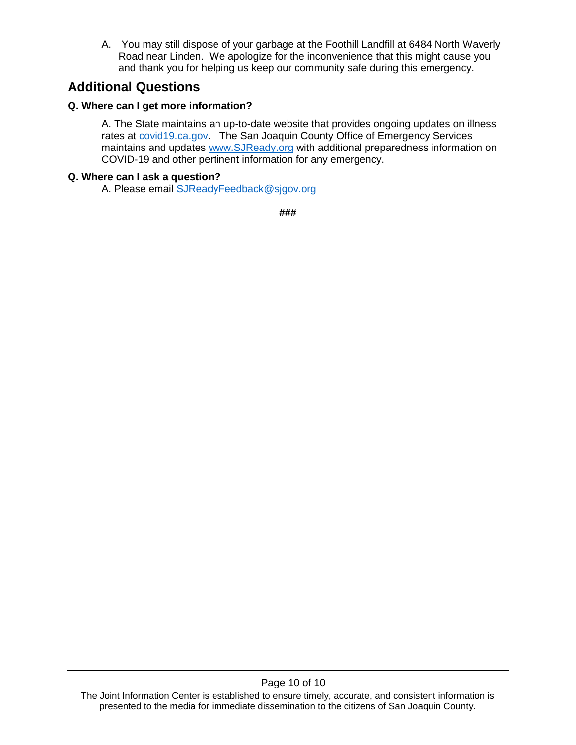A. You may still dispose of your garbage at the Foothill Landfill at 6484 North Waverly Road near Linden. We apologize for the inconvenience that this might cause you and thank you for helping us keep our community safe during this emergency.

## Additional Questions

**Q. Where can I get more information?**

A. The State maintains an up-to-date website that provides ongoing updates on illness rates at covid19.ca.gov. The San Joaquin County Office of Emergency Services maintains and updates www.SJReady.org with additional preparedness information on COVID-19 and other pertinent information for any emergency.

**Q. Where can I ask a question?**

A. Please email SJReadyFeedback@sjgov.org

###

The Joint Information Center is established to ensure timely, accurate, and consistent information is presented to the media for immediate dissemination to the citizens of San Joaquin County.